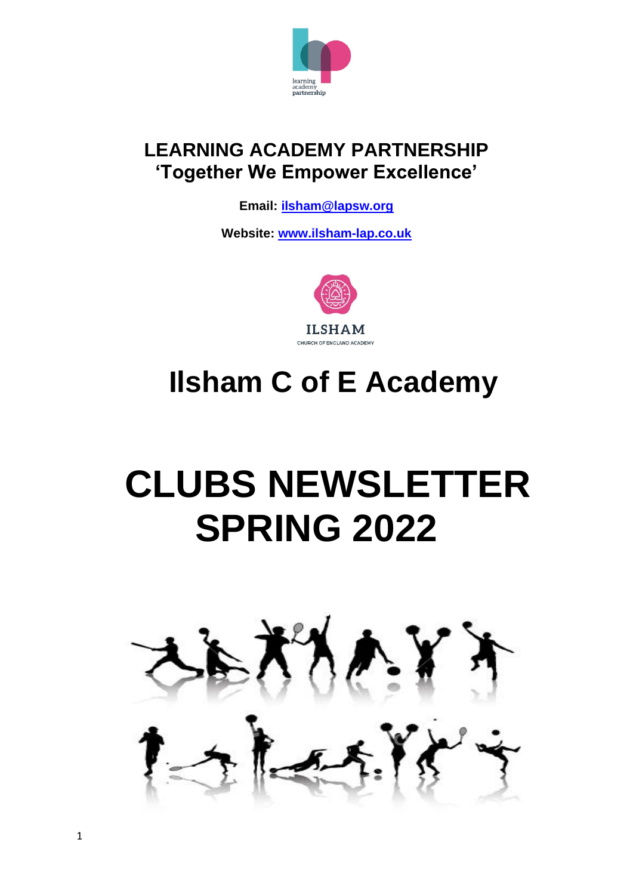**LEARNING ACADEMY PARTNERSHIP**
**'Together We Empower Excellence'**

**Email: [ilsham@lapsw.org](mailto:ilsham@lapsw.org)**

**Website: [www.ilsham-lap.co.uk](http://www.ilsham-lap.co.uk)**

# Ilsham C of E Academy

# CLUBS NEWSLETTER SPRING 2022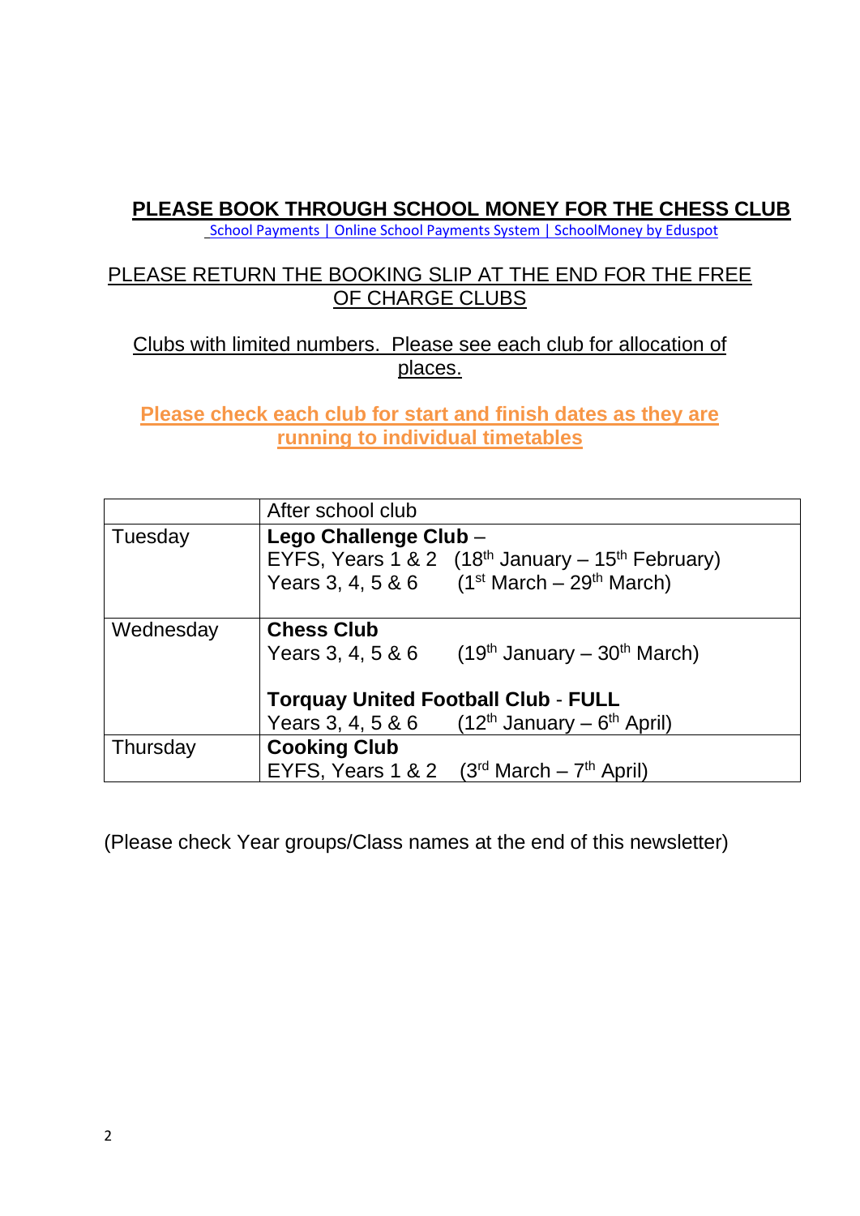**PLEASE BOOK THROUGH SCHOOL MONEY FOR THE CHESS CLUB**
School Payments | Online School Payments System | SchoolMoney by Eduspot

PLEASE RETURN THE BOOKING SLIP AT THE END FOR THE FREE OF CHARGE CLUBS

Clubs with limited numbers. Please see each club for allocation of places.

**Please check each club for start and finish dates as they are running to individual timetables**

| | After school club |
|---|---|
| Tuesday | **Lego Challenge Club** – EYFS, Years 1 & 2 (18th January – 15th February) Years 3, 4, 5 & 6 (1st March – 29th March) |
| Wednesday | **Chess Club** Years 3, 4, 5 & 6 (19th January – 30th March) **Torquay United Football Club** - **FULL** Years 3, 4, 5 & 6 (12th January – 6th April) |
| Thursday | **Cooking Club** EYFS, Years 1 & 2 (3rd March – 7th April) |

(Please check Year groups/Class names at the end of this newsletter)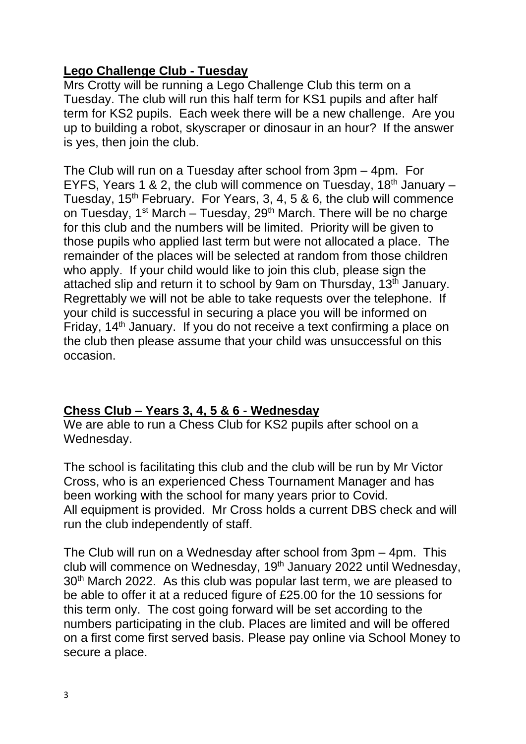## Lego Challenge Club - Tuesday

Mrs Crotty will be running a Lego Challenge Club this term on a Tuesday. The club will run this half term for KS1 pupils and after half term for KS2 pupils. Each week there will be a new challenge. Are you up to building a robot, skyscraper or dinosaur in an hour? If the answer is yes, then join the club.

The Club will run on a Tuesday after school from 3pm – 4pm. For EYFS, Years 1 & 2, the club will commence on Tuesday, 18th January – Tuesday, 15th February. For Years, 3, 4, 5 & 6, the club will commence on Tuesday, 1st March – Tuesday, 29th March. There will be no charge for this club and the numbers will be limited. Priority will be given to those pupils who applied last term but were not allocated a place. The remainder of the places will be selected at random from those children who apply. If your child would like to join this club, please sign the attached slip and return it to school by 9am on Thursday, 13th January. Regrettably we will not be able to take requests over the telephone. If your child is successful in securing a place you will be informed on Friday, 14th January. If you do not receive a text confirming a place on the club then please assume that your child was unsuccessful on this occasion.

## Chess Club – Years 3, 4, 5 & 6 - Wednesday

We are able to run a Chess Club for KS2 pupils after school on a Wednesday.

The school is facilitating this club and the club will be run by Mr Victor Cross, who is an experienced Chess Tournament Manager and has been working with the school for many years prior to Covid. All equipment is provided. Mr Cross holds a current DBS check and will run the club independently of staff.

The Club will run on a Wednesday after school from 3pm – 4pm. This club will commence on Wednesday, 19th January 2022 until Wednesday, 30th March 2022. As this club was popular last term, we are pleased to be able to offer it at a reduced figure of £25.00 for the 10 sessions for this term only. The cost going forward will be set according to the numbers participating in the club. Places are limited and will be offered on a first come first served basis. Please pay online via School Money to secure a place.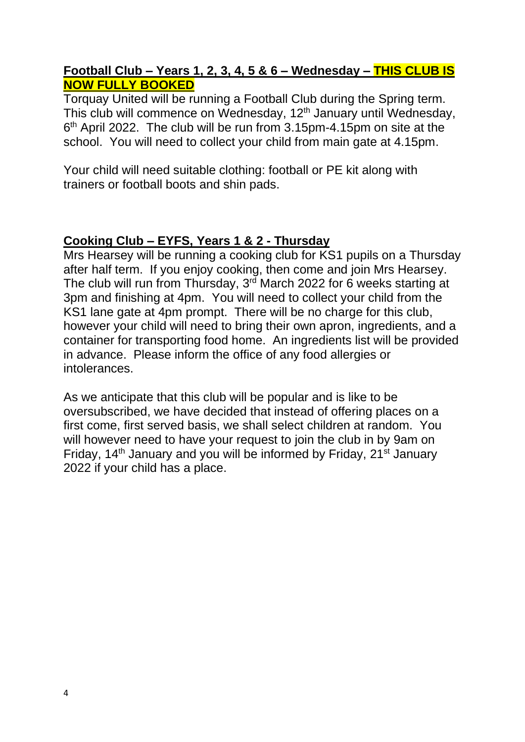**Football Club – Years 1, 2, 3, 4, 5 & 6 – Wednesday – THIS CLUB IS NOW FULLY BOOKED**

Torquay United will be running a Football Club during the Spring term. This club will commence on Wednesday, 12th January until Wednesday, 6th April 2022. The club will be run from 3.15pm-4.15pm on site at the school. You will need to collect your child from main gate at 4.15pm.

Your child will need suitable clothing: football or PE kit along with trainers or football boots and shin pads.

**Cooking Club – EYFS, Years 1 & 2 - Thursday**

Mrs Hearsey will be running a cooking club for KS1 pupils on a Thursday after half term. If you enjoy cooking, then come and join Mrs Hearsey. The club will run from Thursday, 3rd March 2022 for 6 weeks starting at 3pm and finishing at 4pm. You will need to collect your child from the KS1 lane gate at 4pm prompt. There will be no charge for this club, however your child will need to bring their own apron, ingredients, and a container for transporting food home. An ingredients list will be provided in advance. Please inform the office of any food allergies or intolerances.

As we anticipate that this club will be popular and is like to be oversubscribed, we have decided that instead of offering places on a first come, first served basis, we shall select children at random. You will however need to have your request to join the club in by 9am on Friday, 14th January and you will be informed by Friday, 21st January 2022 if your child has a place.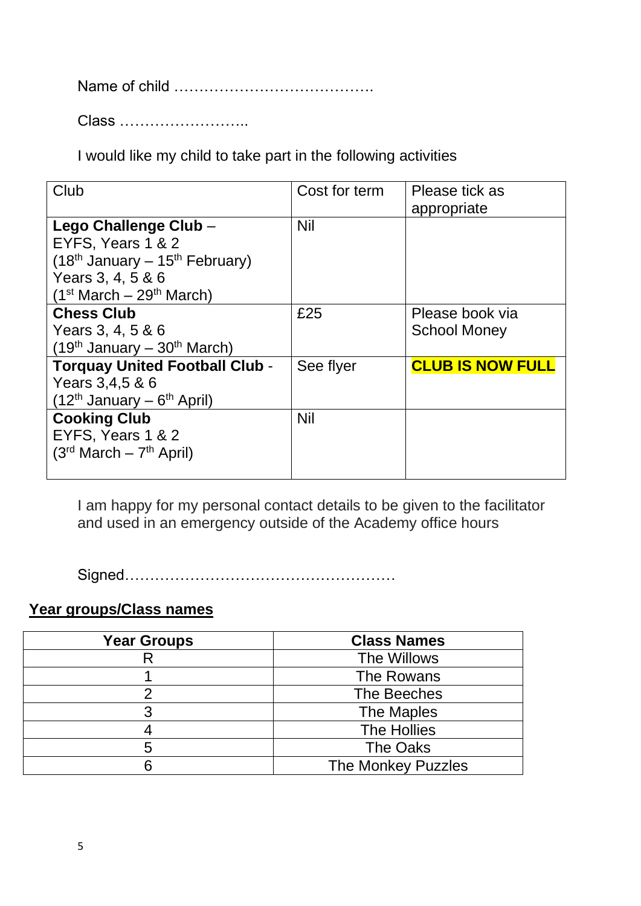Name of child ………………………………….

Class ……………………..

I would like my child to take part in the following activities

| Club | Cost for term | Please tick as appropriate |
| --- | --- | --- |
| **Lego Challenge Club** – EYFS, Years 1 & 2 (18th January – 15th February) Years 3, 4, 5 & 6 (1st March – 29th March) | Nil | |
| **Chess Club** Years 3, 4, 5 & 6 (19th January – 30th March) | £25 | Please book via School Money |
| **Torquay United Football Club** - Years 3,4,5 & 6 (12th January – 6th April) | See flyer | **CLUB IS NOW FULL** |
| **Cooking Club** EYFS, Years 1 & 2 (3rd March – 7th April) | Nil | |

I am happy for my personal contact details to be given to the facilitator and used in an emergency outside of the Academy office hours

Signed………………………………………………

## Year groups/Class names

| Year Groups | Class Names |
| --- | --- |
| R | The Willows |
| 1 | The Rowans |
| 2 | The Beeches |
| 3 | The Maples |
| 4 | The Hollies |
| 5 | The Oaks |
| 6 | The Monkey Puzzles |